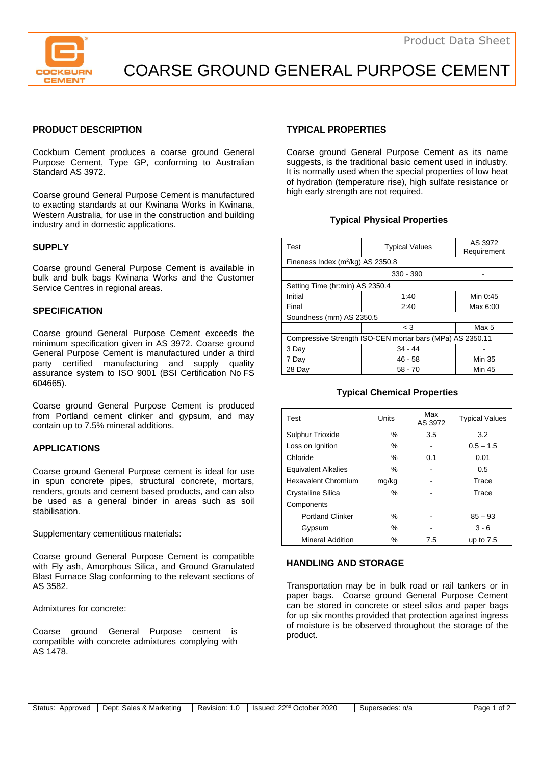# COARSE GROUND GENERAL PURPOSE CEMENT

Product Data Sheet

## PRODUCT DESCRIPTION

Cockburn Cement produces a coarse ground General Purpose Cement, Type GP, conforming to Australian Standard AS 3972.

Coarse ground General Purpose Cement is manufactured to exacting standards at our Kwinana Works in Kwinana, Western Australia, for use in the construction and building industry and in domestic applications.

## SUPPLY

Coarse ground General Purpose Cement is available in bulk and bulk bags Kwinana Works and the Customer Service Centres in regional areas.

## SPECIFICATION

Coarse ground General Purpose Cement exceeds the minimum specification given in AS 3972. Coarse ground General Purpose Cement is manufactured under a third party certified manufacturing and supply quality assurance system to ISO 9001 (BSI Certification No FS 604665).

Coarse ground General Purpose Cement is produced from Portland cement clinker and gypsum, and may contain up to 7.5% mineral additions.

## APPLICATIONS

Coarse ground General Purpose cement is ideal for use in spun concrete pipes, structural concrete, mortars, renders, grouts and cement based products, and can also be used as a general binder in areas such as soil stabilisation.

Supplementary cementitious materials:

Coarse ground General Purpose Cement is compatible with Fly ash, Amorphous Silica, and Ground Granulated Blast Furnace Slag conforming to the relevant sections of AS 3582.

Admixtures for concrete:

Coarse ground General Purpose cement is compatible with concrete admixtures complying with AS 1478.

## TYPICAL PROPERTIES

Coarse ground General Purpose Cement as its name suggests, is the traditional basic cement used in industry. It is normally used when the special properties of low heat of hydration (temperature rise), high sulfate resistance or high early strength are not required.

### Typical Physical Properties

| Test | Typical Values | AS 3972 Requirement |
|---|---|---|
| Fineness Index ($m^2/kg$) AS 2350.8 | | |
| | 330 - 390 | - |
| Setting Time (hr:min) AS 2350.4 | | |
| Initial | 1:40 | Min 0:45 |
| Final | 2:40 | Max 6:00 |
| Soundness (mm) AS 2350.5 | | |
| | < 3 | Max 5 |
| Compressive Strength ISO-CEN mortar bars (MPa) AS 2350.11 | | |
| 3 Day | 34 - 44 | - |
| 7 Day | 46 - 58 | Min 35 |
| 28 Day | 58 - 70 | Min 45 |

### Typical Chemical Properties

| Test | Units | Max AS 3972 | Typical Values |
|---|---|---|---|
| Sulphur Trioxide | % | 3.5 | 3.2 |
| Loss on Ignition | % | - | 0.5 – 1.5 |
| Chloride | % | 0.1 | 0.01 |
| Equivalent Alkalies | % | - | 0.5 |
| Hexavalent Chromium | mg/kg | - | Trace |
| Crystalline Silica | % | - | Trace |
| Components | | | |
| Portland Clinker | % | - | 85 – 93 |
| Gypsum | % | - | 3 - 6 |
| Mineral Addition | % | 7.5 | up to 7.5 |

## HANDLING AND STORAGE

Transportation may be in bulk road or rail tankers or in paper bags. Coarse ground General Purpose Cement can be stored in concrete or steel silos and paper bags for up six months provided that protection against ingress of moisture is be observed throughout the storage of the product.

| Status: Approved | Dept: Sales & Marketing | Revision: 1.0 | Issued: 22nd October 2020 | Supersedes: n/a |
|---|---|---|---|---|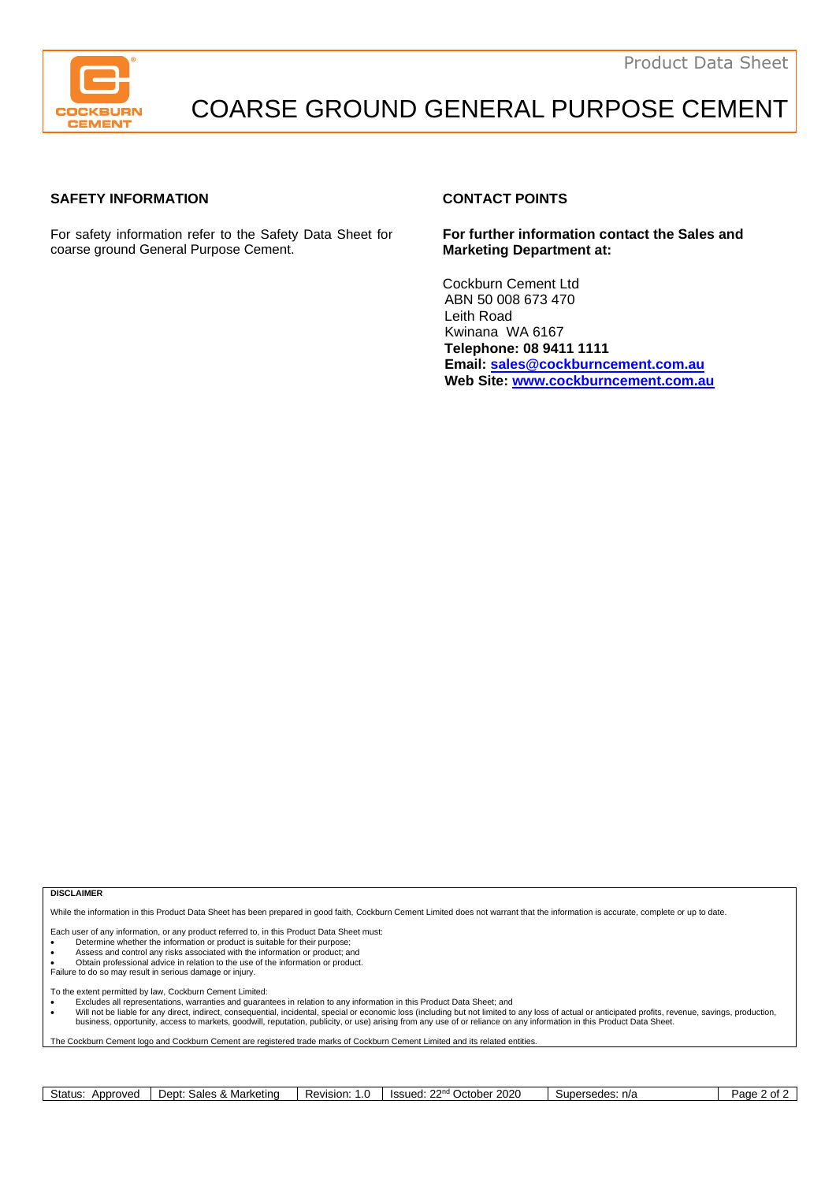## SAFETY INFORMATION

For safety information refer to the Safety Data Sheet for coarse ground General Purpose Cement.

## CONTACT POINTS

**For further information contact the Sales and Marketing Department at:**

Cockburn Cement Ltd
ABN 50 008 673 470
Leith Road
Kwinana WA 6167
**Telephone: 08 9411 1111**
**Email: sales@cockburncement.com.au**
**Web Site: www.cockburncement.com.au**

**DISCLAIMER**

While the information in this Product Data Sheet has been prepared in good faith, Cockburn Cement Limited does not warrant that the information is accurate, complete or up to date.

Each user of any information, or any product referred to, in this Product Data Sheet must:

- Determine whether the information or product is suitable for their purpose;
- Assess and control any risks associated with the information or product; and
- Obtain professional advice in relation to the use of the information or product.

Failure to do so may result in serious damage or injury.

To the extent permitted by law, Cockburn Cement Limited:

- Excludes all representations, warranties and guarantees in relation to any information in this Product Data Sheet; and
- Will not be liable for any direct, indirect, consequential, incidental, special or economic loss (including but not limited to any loss of actual or anticipated profits, revenue, savings, production, business, opportunity, access to markets, goodwill, reputation, publicity, or use) arising from any use of or reliance on any information in this Product Data Sheet.

The Cockburn Cement logo and Cockburn Cement are registered trade marks of Cockburn Cement Limited and its related entities.

| | | | | | |
|---|---|---|---|---|---|
| Status: Approved | Dept: Sales & Marketing | Revision: 1.0 | Issued: 22nd October 2020 | Supersedes: n/a | Page 2 of 2 |